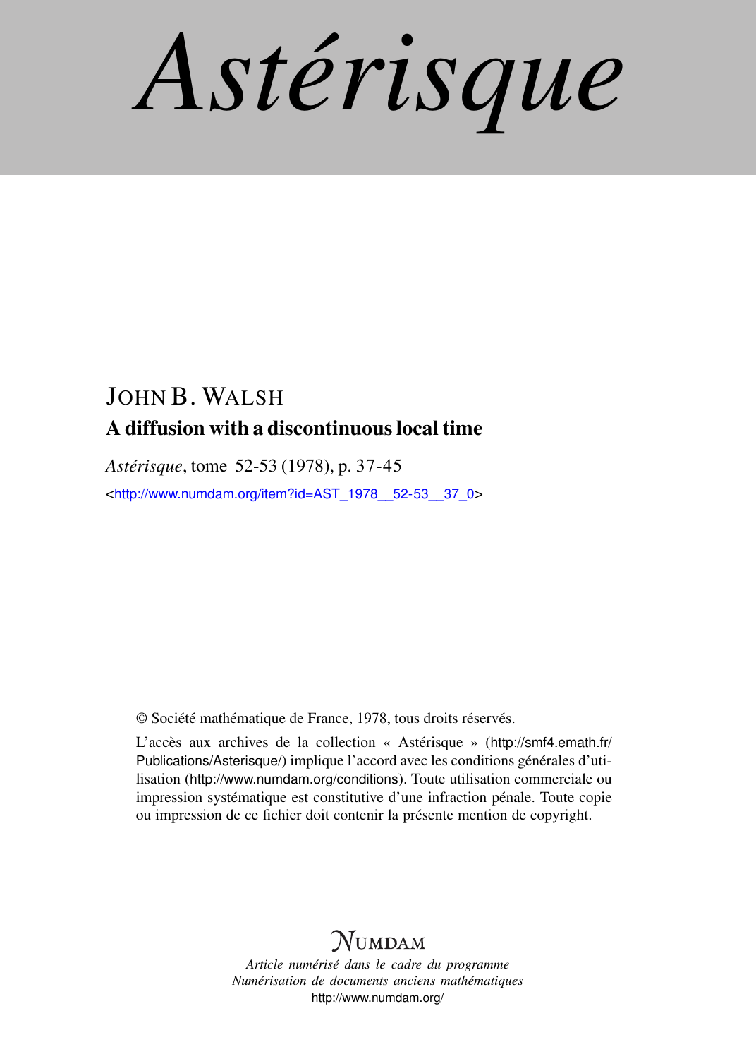# Astérisque

JOHN B. WALSH

## A diffusion with a discontinuous local time

*Astérisque*, tome 52-53 (1978), p. 37-45

<http://www.numdam.org/item?id=AST_1978__52-53__37_0>

© Société mathématique de France, 1978, tous droits réservés.

L'accès aux archives de la collection « Astérisque » (http://smf4.emath.fr/Publications/Asterisque/) implique l'accord avec les conditions générales d'utilisation (http://www.numdam.org/conditions). Toute utilisation commerciale ou impression systématique est constitutive d'une infraction pénale. Toute copie ou impression de ce fichier doit contenir la présente mention de copyright.

NUMDAM

*Article numérisé dans le cadre du programme Numérisation de documents anciens mathématiques*

http://www.numdam.org/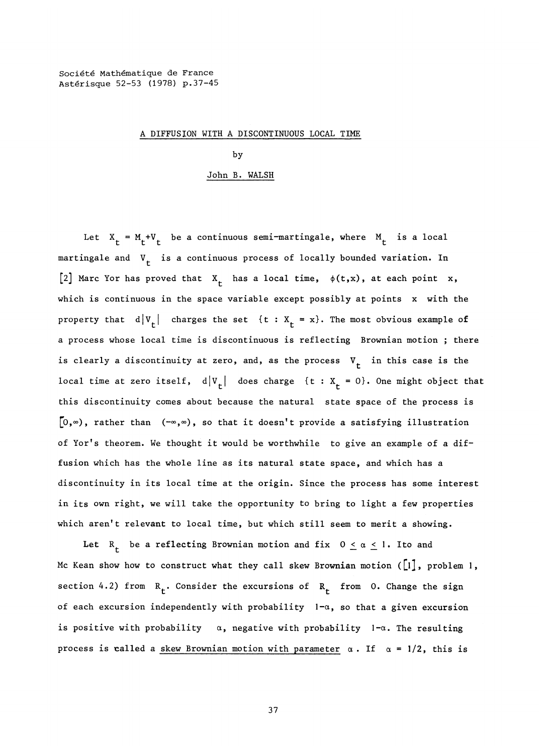Société Mathématique de France
Astérisque 52-53 (1978) p.37-45

# A DIFFUSION WITH A DISCONTINUOUS LOCAL TIME

by

John B. WALSH

Let $X_t = M_t + V_t$ be a continuous semi-martingale, where $M_t$ is a local martingale and $V_t$ is a continuous process of locally bounded variation. In [2] Marc Yor has proved that $X_t$ has a local time, $\phi(t,x)$, at each point $x$, which is continuous in the space variable except possibly at points $x$ with the property that $d|V_t|$ charges the set $\{t : X_t = x\}$. The most obvious example of a process whose local time is discontinuous is reflecting Brownian motion ; there is clearly a discontinuity at zero, and, as the process $V_t$ in this case is the local time at zero itself, $d|V_t|$ does charge $\{t : X_t = 0\}$. One might object that this discontinuity comes about because the natural state space of the process is $[0,\infty)$, rather than $(-\infty,\infty)$, so that it doesn't provide a satisfying illustration of Yor's theorem. We thought it would be worthwhile to give an example of a diffusion which has the whole line as its natural state space, and which has a discontinuity in its local time at the origin. Since the process has some interest in its own right, we will take the opportunity to bring to light a few properties which aren't relevant to local time, but which still seem to merit a showing.

Let $R_t$ be a reflecting Brownian motion and fix $0 \leq \alpha \leq 1$. Ito and Mc Kean show how to construct what they call skew Brownian motion ([1], problem 1, section 4.2) from $R_t$. Consider the excursions of $R_t$ from 0. Change the sign of each excursion independently with probability $1-\alpha$, so that a given excursion is positive with probability $\alpha$, negative with probability $1-\alpha$. The resulting process is called a <u>skew Brownian motion with parameter</u> $\alpha$. If $\alpha = 1/2$, this is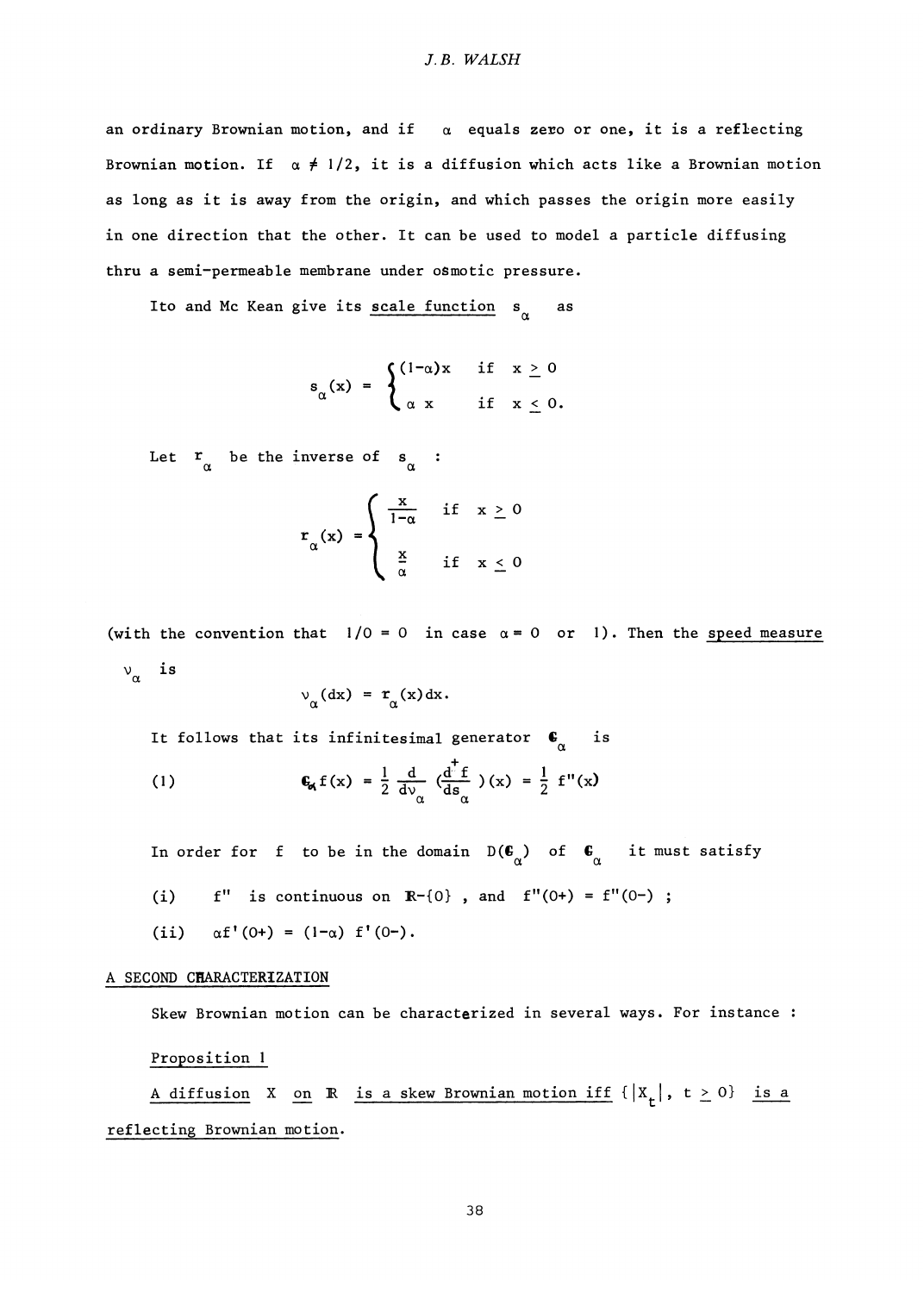an ordinary Brownian motion, and if $\alpha$ equals zero or one, it is a reflecting Brownian motion. If $\alpha \neq 1/2$, it is a diffusion which acts like a Brownian motion as long as it is away from the origin, and which passes the origin more easily in one direction that the other. It can be used to model a particle diffusing thru a semi-permeable membrane under osmotic pressure.

Ito and Mc Kean give its scale function $s_\alpha$ as

$$s_\alpha(x) = \begin{cases} (1-\alpha)x & \text{if } x \geq 0 \\ \alpha\, x & \text{if } x \leq 0. \end{cases}$$

Let $r_\alpha$ be the inverse of $s_\alpha$ :

$$r_\alpha(x) = \begin{cases} \dfrac{x}{1-\alpha} & \text{if } x \geq 0 \\[2ex] \dfrac{x}{\alpha} & \text{if } x \leq 0 \end{cases}$$

(with the convention that $1/0 = 0$ in case $\alpha = 0$ or $1$). Then the speed measure $\nu_\alpha$ is

$$\nu_\alpha(dx) = r_\alpha(x)dx.$$

It follows that its infinitesimal generator $\mathfrak{G}_\alpha$ is

$$\text{(1)} \qquad \mathfrak{G}_\alpha f(x) = \frac{1}{2}\frac{d}{d\nu_\alpha}\left(\frac{d^+ f}{ds_\alpha}\right)(x) = \frac{1}{2} f''(x)$$

In order for $f$ to be in the domain $D(\mathfrak{G}_\alpha)$ of $\mathfrak{G}_\alpha$ it must satisfy

(i) $f''$ is continuous on $\mathbb{R}-\{0\}$ , and $f''(0+) = f''(0-)$ ;

(ii) $\alpha f'(0+) = (1-\alpha)\, f'(0-)$.

## A SECOND CHARACTERIZATION

Skew Brownian motion can be characterized in several ways. For instance :

**Proposition 1**

*A diffusion $X$ on $\mathbb{R}$ is a skew Brownian motion iff $\{|X_t|,\ t \geq 0\}$ is a reflecting Brownian motion.*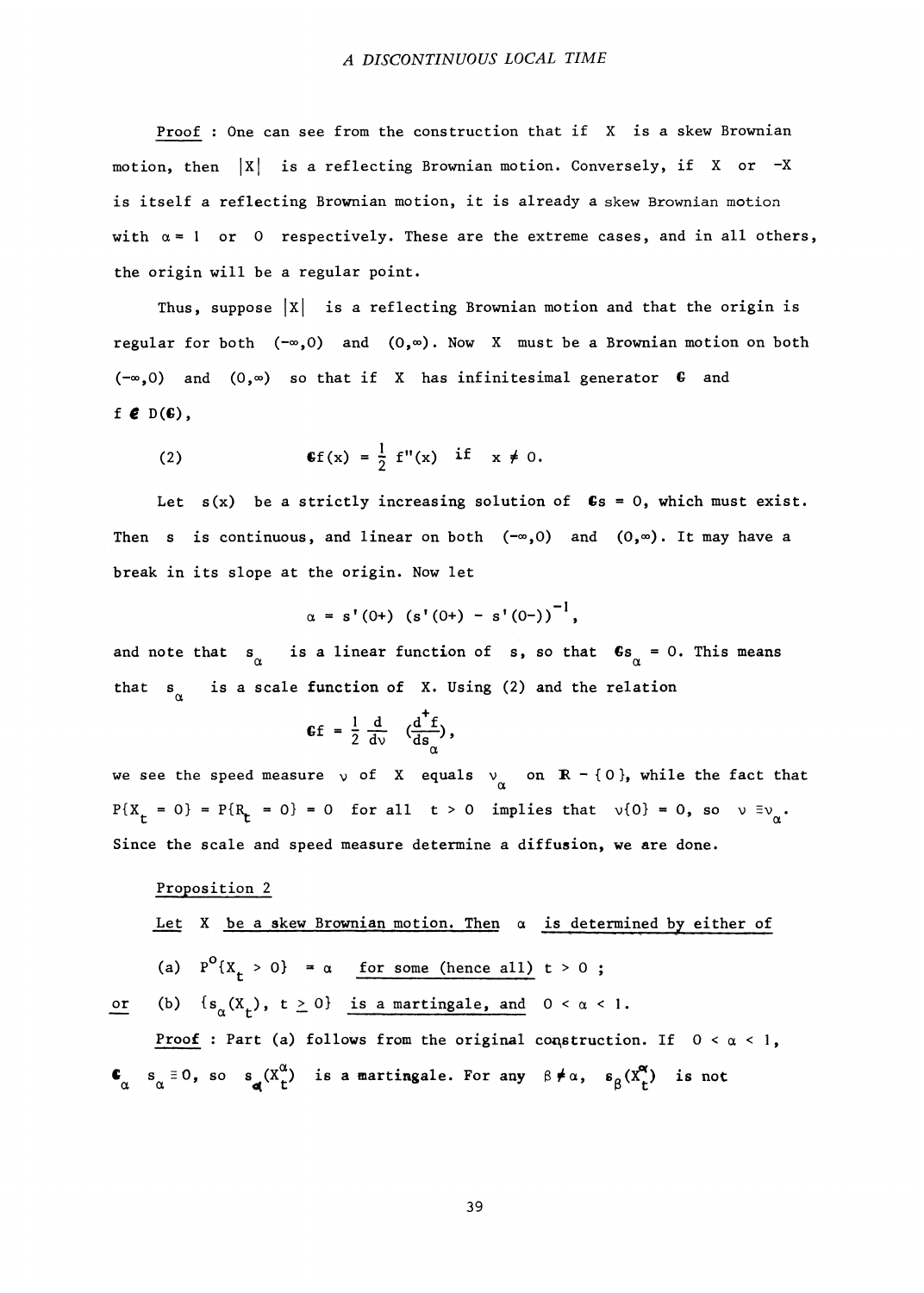Proof : One can see from the construction that if $X$ is a skew Brownian motion, then $|X|$ is a reflecting Brownian motion. Conversely, if $X$ or $-X$ is itself a reflecting Brownian motion, it is already a skew Brownian motion with $\alpha = 1$ or $0$ respectively. These are the extreme cases, and in all others, the origin will be a regular point.

Thus, suppose $|X|$ is a reflecting Brownian motion and that the origin is regular for both $(-\infty, 0)$ and $(0,\infty)$. Now $X$ must be a Brownian motion on both $(-\infty,0)$ and $(0,\infty)$ so that if $X$ has infinitesimal generator $\mathfrak{G}$ and $f \in D(\mathfrak{G})$,

$$\mathfrak{G}f(x) = \frac{1}{2} f''(x) \quad \text{if} \quad x \neq 0. \tag{2}$$

Let $s(x)$ be a strictly increasing solution of $\mathfrak{G}s = 0$, which must exist. Then $s$ is continuous, and linear on both $(-\infty,0)$ and $(0,\infty)$. It may have a break in its slope at the origin. Now let

$$\alpha = s'(0+) \, (s'(0+) - s'(0-))^{-1},$$

and note that $s_\alpha$ is a linear function of $s$, so that $\mathfrak{G}s_\alpha = 0$. This means that $s_\alpha$ is a scale function of $X$. Using (2) and the relation

$$\mathfrak{G}f = \frac{1}{2} \frac{d}{d\nu} \left(\frac{d^+ f}{ds_\alpha}\right),$$

we see the speed measure $\nu$ of $X$ equals $\nu_\alpha$ on $\mathbb{R} - \{0\}$, while the fact that $P\{X_t = 0\} = P\{R_t = 0\} = 0$ for all $t > 0$ implies that $\nu\{0\} = 0$, so $\nu \equiv \nu_\alpha$. Since the scale and speed measure determine a diffusion, we are done.

Proposition 2

Let $X$ be a skew Brownian motion. Then $\alpha$ is determined by either of

(a) $P^0\{X_t > 0\} = \alpha$ for some (hence all) $t > 0$ ;

or (b) $\{s_\alpha(X_t), \, t \geq 0\}$ is a martingale, and $0 < \alpha < 1$.

Proof : Part (a) follows from the original construction. If $0 < \alpha < 1$, $\mathfrak{G}_\alpha s_\alpha \equiv 0$, so $s_\alpha(X_t^\alpha)$ is a martingale. For any $\beta \neq \alpha$, $s_\beta(X_t^\alpha)$ is not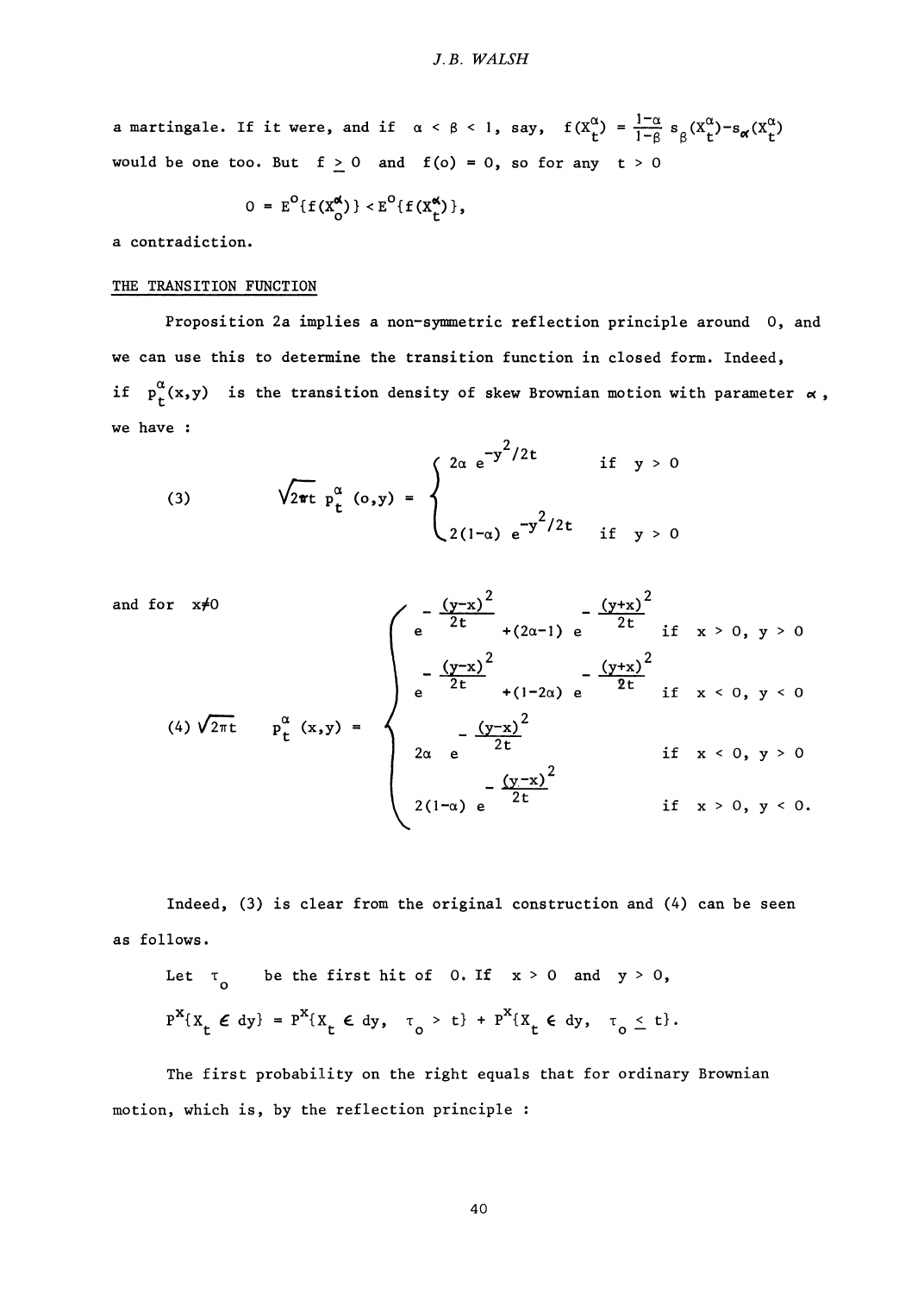a martingale. If it were, and if $\alpha < \beta < 1$, say, $f(X_t^\alpha) = \frac{1-\alpha}{1-\beta} s_\beta(X_t^\alpha) - s_\alpha(X_t^\alpha)$ would be one too. But $f \geq 0$ and $f(o) = 0$, so for any $t > 0$

$$0 = E^o\{f(X_o^\alpha)\} < E^o\{f(X_t^\alpha)\},$$

a contradiction.

## THE TRANSITION FUNCTION

Proposition 2a implies a non-symmetric reflection principle around 0, and we can use this to determine the transition function in closed form. Indeed, if $p_t^\alpha(x,y)$ is the transition density of skew Brownian motion with parameter $\alpha$, we have :

$$(3) \qquad \sqrt{2\pi t}\; p_t^\alpha(o,y) = \begin{cases} 2\alpha\, e^{-y^2/2t} & \text{if } y > 0 \\ 2(1-\alpha)\, e^{-y^2/2t} & \text{if } y > 0 \end{cases}$$

and for $x \neq 0$

$$(4) \qquad \sqrt{2\pi t}\; p_t^\alpha(x,y) = \begin{cases} e^{-\frac{(y-x)^2}{2t}} + (2\alpha-1)\, e^{-\frac{(y+x)^2}{2t}} & \text{if } x > 0,\ y > 0 \\ e^{-\frac{(y-x)^2}{2t}} + (1-2\alpha)\, e^{-\frac{(y+x)^2}{2t}} & \text{if } x < 0,\ y < 0 \\ 2\alpha\, e^{-\frac{(y-x)^2}{2t}} & \text{if } x < 0,\ y > 0 \\ 2(1-\alpha)\, e^{-\frac{(y-x)^2}{2t}} & \text{if } x > 0,\ y < 0. \end{cases}$$

Indeed, (3) is clear from the original construction and (4) can be seen as follows.

Let $\tau_o$ be the first hit of 0. If $x > 0$ and $y > 0$,

$$P^x\{X_t \in dy\} = P^x\{X_t \in dy,\ \tau_o > t\} + P^x\{X_t \in dy,\ \tau_o \leq t\}.$$

The first probability on the right equals that for ordinary Brownian motion, which is, by the reflection principle :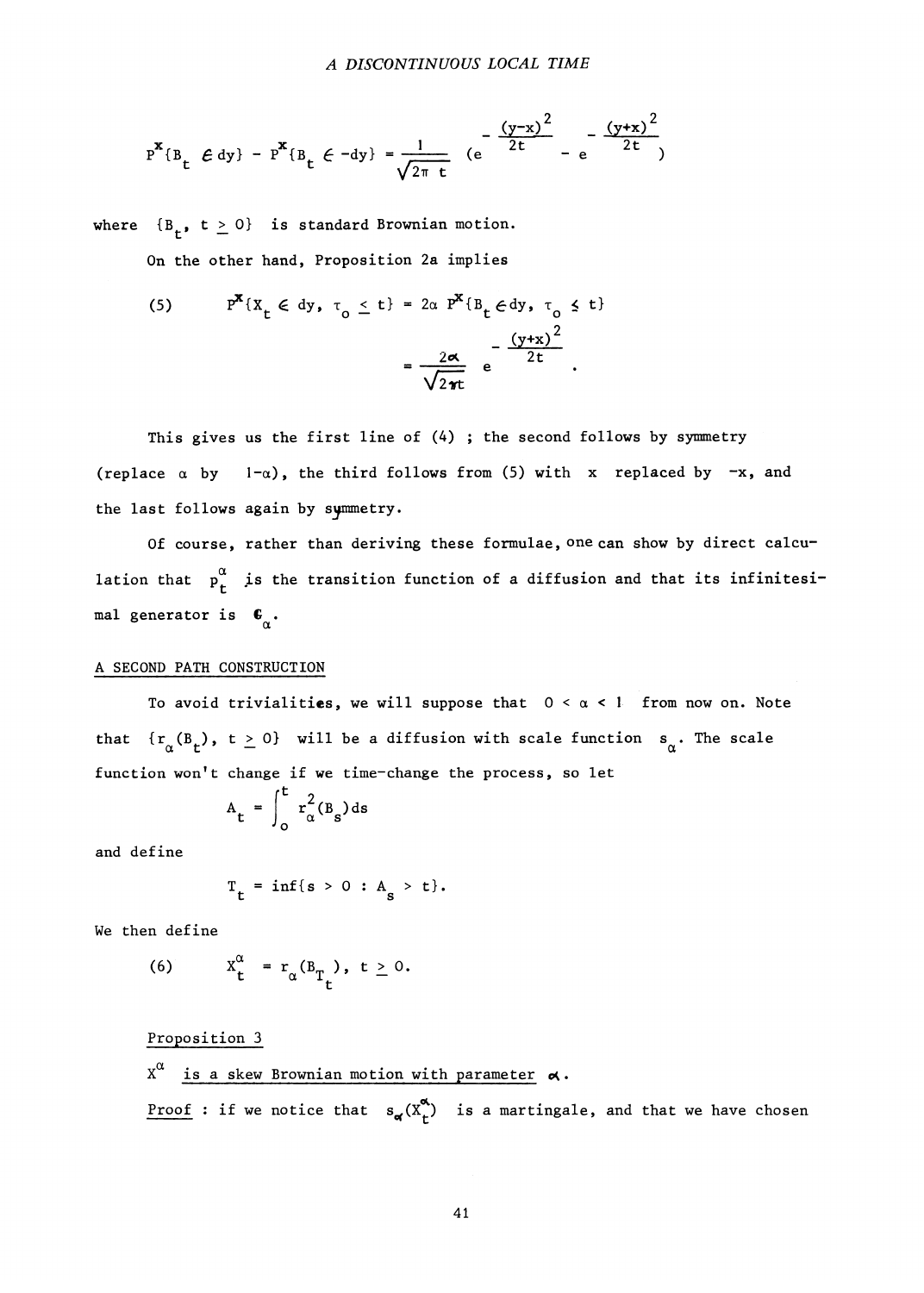$$P^x\{B_t \in dy\} - P^x\{B_t \in -dy\} = \frac{1}{\sqrt{2\pi\, t}} \left(e^{-\frac{(y-x)^2}{2t}} - e^{-\frac{(y+x)^2}{2t}}\right)$$

where $\{B_t,\ t \geq 0\}$ is standard Brownian motion.

On the other hand, Proposition 2a implies

$$(5) \qquad P^x\{X_t \in dy,\ \tau_o \leq t\} = 2\alpha\, P^x\{B_t \in dy,\ \tau_o \leq t\} = \frac{2\alpha}{\sqrt{2\pi t}}\, e^{-\frac{(y+x)^2}{2t}}.$$

This gives us the first line of (4) ; the second follows by symmetry (replace $\alpha$ by $1-\alpha$), the third follows from (5) with $x$ replaced by $-x$, and the last follows again by symmetry.

Of course, rather than deriving these formulae, one can show by direct calculation that $p_t^\alpha$ is the transition function of a diffusion and that its infinitesimal generator is $\mathfrak{C}_\alpha$.

## A SECOND PATH CONSTRUCTION

To avoid trivialities, we will suppose that $0 < \alpha < 1$ from now on. Note that $\{r_\alpha(B_t),\ t \geq 0\}$ will be a diffusion with scale function $s_\alpha$. The scale function won't change if we time-change the process, so let

$$A_t = \int_o^t r_\alpha^2(B_s)\,ds$$

and define

$$T_t = \inf\{s > 0 : A_s > t\}.$$

We then define

$$(6) \qquad X_t^\alpha = r_\alpha(B_{T_t}),\ t \geq 0.$$

Proposition 3

$X^\alpha$ *is a skew Brownian motion with parameter* $\alpha$.

Proof : if we notice that $s_\alpha(X_t^\alpha)$ is a martingale, and that we have chosen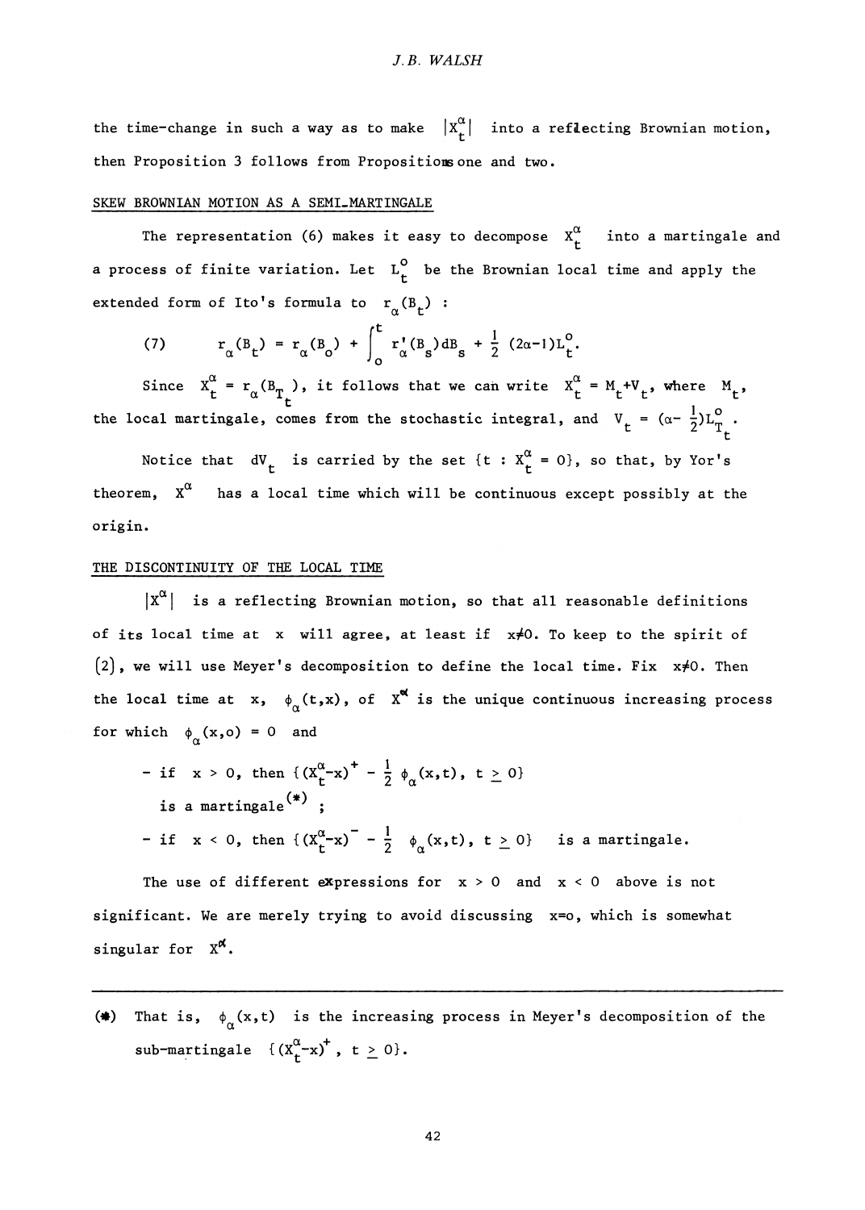the time-change in such a way as to make $|X_t^\alpha|$ into a reflecting Brownian motion, then Proposition 3 follows from Propositions one and two.

## SKEW BROWNIAN MOTION AS A SEMI-MARTINGALE

The representation (6) makes it easy to decompose $X_t^\alpha$ into a martingale and a process of finite variation. Let $L_t^o$ be the Brownian local time and apply the extended form of Ito's formula to $r_\alpha(B_t)$ :

$$(7) \qquad r_\alpha(B_t) = r_\alpha(B_o) + \int_o^t r'_\alpha(B_s)dB_s + \frac{1}{2}(2\alpha-1)L_t^o.$$

Since $X_t^\alpha = r_\alpha(B_{T_t})$, it follows that we can write $X_t^\alpha = M_t + V_t$, where $M_t$, the local martingale, comes from the stochastic integral, and $V_t = (\alpha - \frac{1}{2})L_{T_t}^o$.

Notice that $dV_t$ is carried by the set $\{t : X_t^\alpha = 0\}$, so that, by Yor's theorem, $X^\alpha$ has a local time which will be continuous except possibly at the origin.

## THE DISCONTINUITY OF THE LOCAL TIME

$|X^\alpha|$ is a reflecting Brownian motion, so that all reasonable definitions of its local time at $x$ will agree, at least if $x \neq 0$. To keep to the spirit of (2), we will use Meyer's decomposition to define the local time. Fix $x \neq 0$. Then the local time at $x$, $\phi_\alpha(t,x)$, of $X^\alpha$ is the unique continuous increasing process for which $\phi_\alpha(x,o) = 0$ and

- if $x > 0$, then $\{(X_t^\alpha - x)^+ - \frac{1}{2}\phi_\alpha(x,t),\ t \geq 0\}$ is a martingale(*) ;
- if $x < 0$, then $\{(X_t^\alpha - x)^- - \frac{1}{2}\phi_\alpha(x,t),\ t \geq 0\}$ is a martingale.

The use of different expressions for $x > 0$ and $x < 0$ above is not significant. We are merely trying to avoid discussing $x = o$, which is somewhat singular for $X^\alpha$.

---

(*) That is, $\phi_\alpha(x,t)$ is the increasing process in Meyer's decomposition of the sub-martingale $\{(X_t^\alpha - x)^+,\ t \geq 0\}$.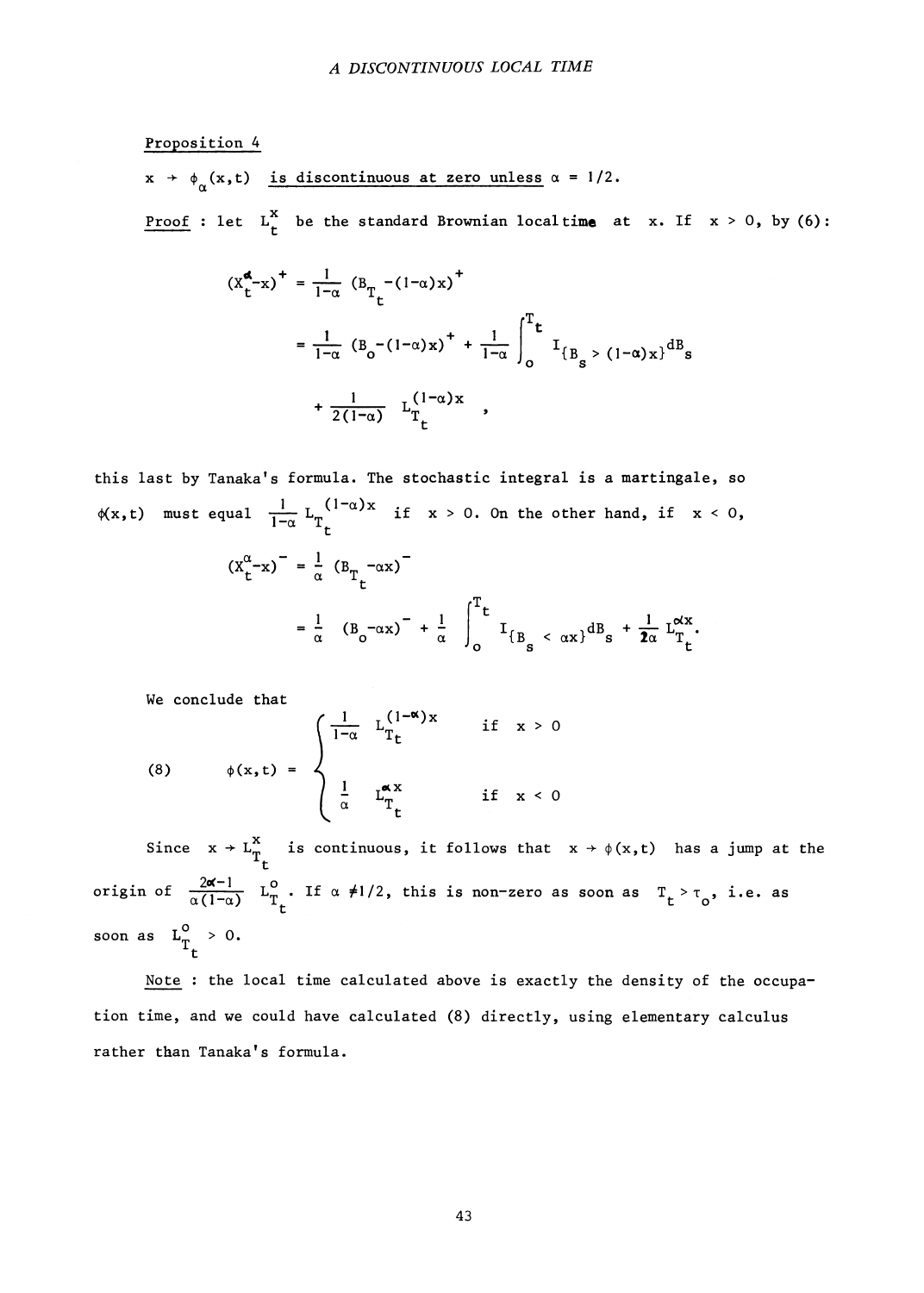Proposition 4

$x \to \phi_\alpha(x,t)$ <u>is discontinuous at zero unless</u> $\alpha = 1/2$.

<u>Proof</u> : let $L_t^x$ be the standard Brownian local time at $x$. If $x > 0$, by (6):

$$
\begin{aligned}
(X_t^\alpha - x)^+ &= \frac{1}{1-\alpha}\,(B_{T_t} - (1-\alpha)x)^+ \\
&= \frac{1}{1-\alpha}\,(B_o - (1-\alpha)x)^+ + \frac{1}{1-\alpha}\int_o^{T_t} I_{\{B_s > (1-\alpha)x\}}\,dB_s \\
&\quad + \frac{1}{2(1-\alpha)}\,L_{T_t}^{(1-\alpha)x} \quad ,
\end{aligned}
$$

this last by Tanaka's formula. The stochastic integral is a martingale, so $\phi(x,t)$ must equal $\frac{1}{1-\alpha}\,L_{T_t}^{(1-\alpha)x}$ if $x > 0$. On the other hand, if $x < 0$,

$$
\begin{aligned}
(X_t^\alpha - x)^- &= \frac{1}{\alpha}\,(B_{T_t} - \alpha x)^- \\
&= \frac{1}{\alpha}\,(B_o - \alpha x)^- + \frac{1}{\alpha}\int_o^{T_t} I_{\{B_s < \alpha x\}}\,dB_s + \frac{1}{2\alpha}\,L_{T_t}^{\alpha x}.
\end{aligned}
$$

We conclude that

$$
(8) \qquad \phi(x,t) = \begin{cases} \frac{1}{1-\alpha}\,L_{T_t}^{(1-\alpha)x} & \text{if } x > 0 \\[2ex] \frac{1}{\alpha}\,L_{T_t}^{\alpha x} & \text{if } x < 0 \end{cases}
$$

Since $x \to L_{T_t}^x$ is continuous, it follows that $x \to \phi(x,t)$ has a jump at the origin of $\frac{2\alpha-1}{\alpha(1-\alpha)}\,L_{T_t}^o$. If $\alpha \neq 1/2$, this is non-zero as soon as $T_t > \tau_o$, i.e. as soon as $L_{T_t}^o > 0$.

<u>Note</u> : the local time calculated above is exactly the density of the occupation time, and we could have calculated (8) directly, using elementary calculus rather than Tanaka's formula.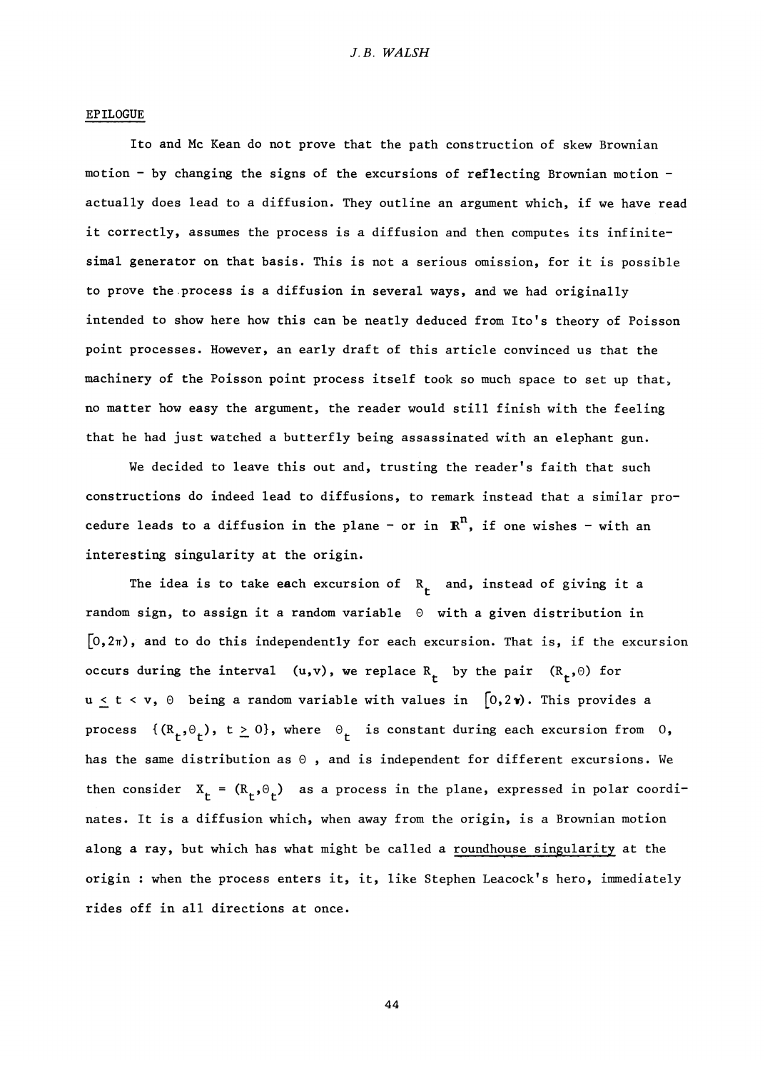## EPILOGUE

Ito and Mc Kean do not prove that the path construction of skew Brownian motion - by changing the signs of the excursions of reflecting Brownian motion - actually does lead to a diffusion. They outline an argument which, if we have read it correctly, assumes the process is a diffusion and then computes its infinitesimal generator on that basis. This is not a serious omission, for it is possible to prove the process is a diffusion in several ways, and we had originally intended to show here how this can be neatly deduced from Ito's theory of Poisson point processes. However, an early draft of this article convinced us that the machinery of the Poisson point process itself took so much space to set up that, no matter how easy the argument, the reader would still finish with the feeling that he had just watched a butterfly being assassinated with an elephant gun.

We decided to leave this out and, trusting the reader's faith that such constructions do indeed lead to diffusions, to remark instead that a similar procedure leads to a diffusion in the plane - or in $\mathbb{R}^n$, if one wishes - with an interesting singularity at the origin.

The idea is to take each excursion of $R_t$ and, instead of giving it a random sign, to assign it a random variable $\Theta$ with a given distribution in $[0,2\pi)$, and to do this independently for each excursion. That is, if the excursion occurs during the interval $(u,v)$, we replace $R_t$ by the pair $(R_t,\Theta)$ for $u \leq t < v$, $\Theta$ being a random variable with values in $[0,2\pi)$. This provides a process $\{(R_t,\Theta_t),\ t \geq 0\}$, where $\Theta_t$ is constant during each excursion from $0$, has the same distribution as $\Theta$, and is independent for different excursions. We then consider $X_t = (R_t,\Theta_t)$ as a process in the plane, expressed in polar coordinates. It is a diffusion which, when away from the origin, is a Brownian motion along a ray, but which has what might be called a <u>roundhouse singularity</u> at the origin : when the process enters it, it, like Stephen Leacock's hero, immediately rides off in all directions at once.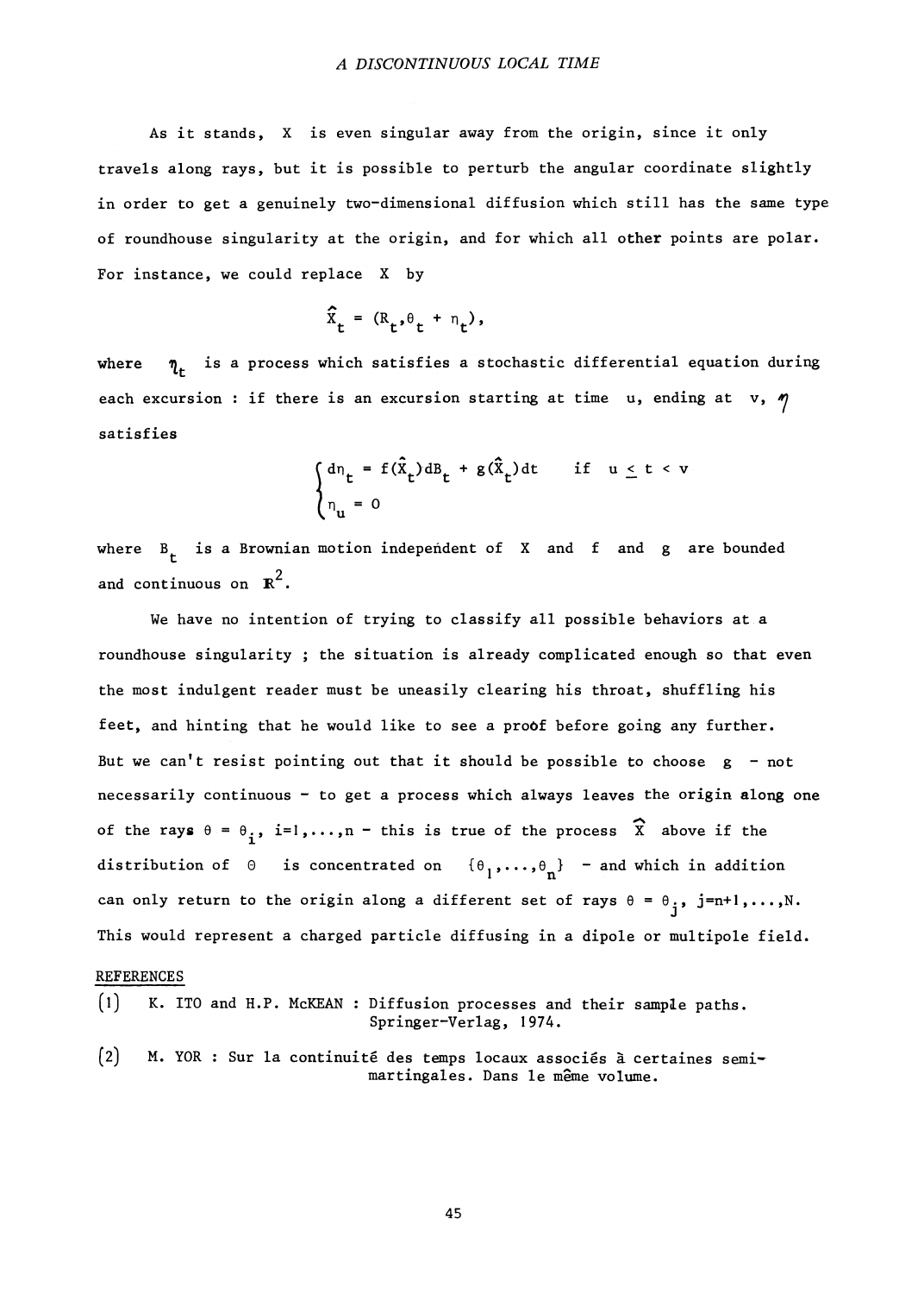As it stands, $X$ is even singular away from the origin, since it only travels along rays, but it is possible to perturb the angular coordinate slightly in order to get a genuinely two-dimensional diffusion which still has the same type of roundhouse singularity at the origin, and for which all other points are polar. For instance, we could replace $X$ by

$$\hat{X}_t = (R_t, \theta_t + \eta_t),$$

where $\eta_t$ is a process which satisfies a stochastic differential equation during each excursion : if there is an excursion starting at time $u$, ending at $v$, $\eta$ satisfies

$$\begin{cases} d\eta_t = f(\hat{X}_t)dB_t + g(\hat{X}_t)dt & \text{if } u \leq t < v \\ \eta_u = 0 \end{cases}$$

where $B_t$ is a Brownian motion independent of $X$ and $f$ and $g$ are bounded and continuous on $\mathbb{R}^2$.

We have no intention of trying to classify all possible behaviors at a roundhouse singularity ; the situation is already complicated enough so that even the most indulgent reader must be uneasily clearing his throat, shuffling his feet, and hinting that he would like to see a proof before going any further. But we can't resist pointing out that it should be possible to choose $g$ - not necessarily continuous - to get a process which always leaves the origin along one of the rays $\theta = \theta_i$, $i=1,\ldots,n$ - this is true of the process $\hat{X}$ above if the distribution of $\theta$ is concentrated on $\{\theta_1,\ldots,\theta_n\}$ - and which in addition can only return to the origin along a different set of rays $\theta = \theta_j$, $j=n+1,\ldots,N$. This would represent a charged particle diffusing in a dipole or multipole field.

REFERENCES

(1) K. ITO and H.P. McKEAN : Diffusion processes and their sample paths. Springer-Verlag, 1974.

(2) M. YOR : Sur la continuité des temps locaux associés à certaines semi-martingales. Dans le même volume.